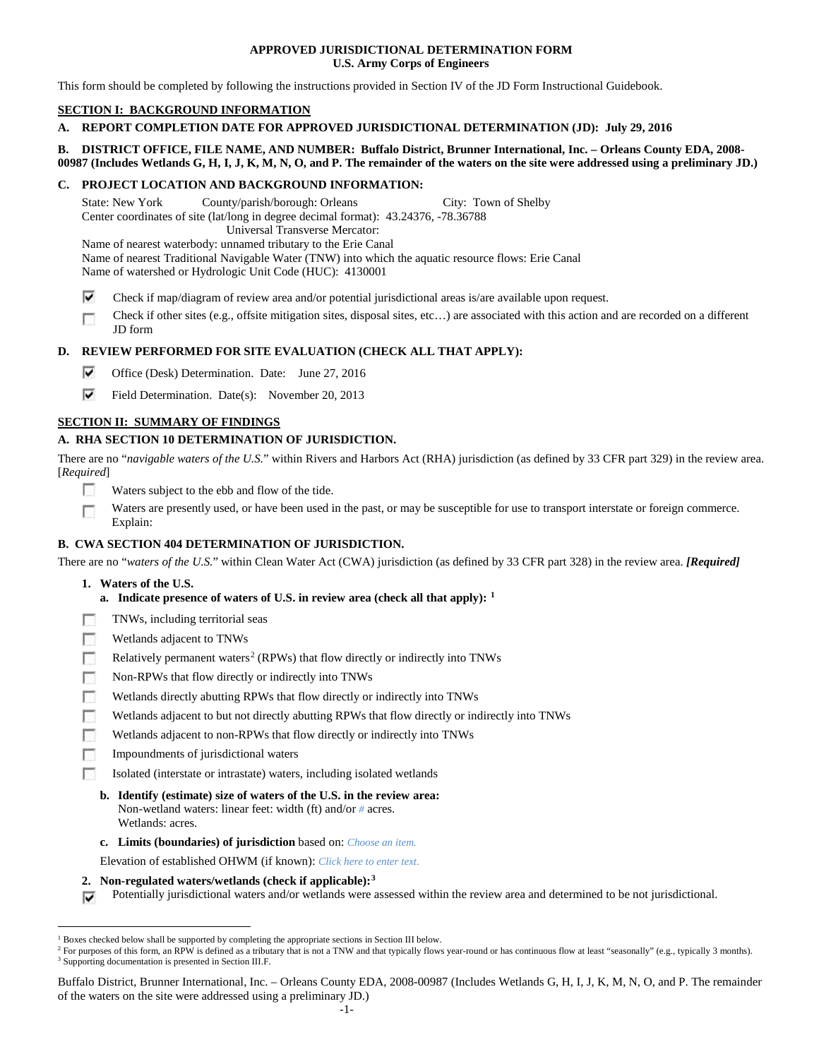**APPROVED JURISDICTIONAL DETERMINATION FORM**
**U.S. Army Corps of Engineers**

This form should be completed by following the instructions provided in Section IV of the JD Form Instructional Guidebook.

## SECTION I: BACKGROUND INFORMATION

**A. REPORT COMPLETION DATE FOR APPROVED JURISDICTIONAL DETERMINATION (JD): July 29, 2016**

**B. DISTRICT OFFICE, FILE NAME, AND NUMBER: Buffalo District, Brunner International, Inc. – Orleans County EDA, 2008-00987 (Includes Wetlands G, H, I, J, K, M, N, O, and P. The remainder of the waters on the site were addressed using a preliminary JD.)**

**C. PROJECT LOCATION AND BACKGROUND INFORMATION:**

State: New York County/parish/borough: Orleans City: Town of Shelby
Center coordinates of site (lat/long in degree decimal format): 43.24376, -78.36788
Universal Transverse Mercator:
Name of nearest waterbody: unnamed tributary to the Erie Canal
Name of nearest Traditional Navigable Water (TNW) into which the aquatic resource flows: Erie Canal
Name of watershed or Hydrologic Unit Code (HUC): 4130001

- [x] Check if map/diagram of review area and/or potential jurisdictional areas is/are available upon request.
- [ ] Check if other sites (e.g., offsite mitigation sites, disposal sites, etc…) are associated with this action and are recorded on a different JD form

**D. REVIEW PERFORMED FOR SITE EVALUATION (CHECK ALL THAT APPLY):**

- [x] Office (Desk) Determination. Date: June 27, 2016
- [x] Field Determination. Date(s): November 20, 2013

## SECTION II: SUMMARY OF FINDINGS

**A. RHA SECTION 10 DETERMINATION OF JURISDICTION.**

There are no "*navigable waters of the U.S.*" within Rivers and Harbors Act (RHA) jurisdiction (as defined by 33 CFR part 329) in the review area. [*Required*]

- [ ] Waters subject to the ebb and flow of the tide.
- [ ] Waters are presently used, or have been used in the past, or may be susceptible for use to transport interstate or foreign commerce. Explain:

**B. CWA SECTION 404 DETERMINATION OF JURISDICTION.**

There are no "*waters of the U.S.*" within Clean Water Act (CWA) jurisdiction (as defined by 33 CFR part 328) in the review area. ***[Required]***

**1. Waters of the U.S.**

**a. Indicate presence of waters of U.S. in review area (check all that apply):** [1]

- [ ] TNWs, including territorial seas
- [ ] Wetlands adjacent to TNWs
- [ ] Relatively permanent waters[2] (RPWs) that flow directly or indirectly into TNWs
- [ ] Non-RPWs that flow directly or indirectly into TNWs
- [ ] Wetlands directly abutting RPWs that flow directly or indirectly into TNWs
- [ ] Wetlands adjacent to but not directly abutting RPWs that flow directly or indirectly into TNWs
- [ ] Wetlands adjacent to non-RPWs that flow directly or indirectly into TNWs
- [ ] Impoundments of jurisdictional waters
- [ ] Isolated (interstate or intrastate) waters, including isolated wetlands

**b. Identify (estimate) size of waters of the U.S. in the review area:**
Non-wetland waters: linear feet: width (ft) and/or # acres.
Wetlands: acres.

**c. Limits (boundaries) of jurisdiction** based on: *Choose an item.*

Elevation of established OHWM (if known): *Click here to enter text.*

**2. Non-regulated waters/wetlands (check if applicable):**[3]

- [x] Potentially jurisdictional waters and/or wetlands were assessed within the review area and determined to be not jurisdictional.

---

[1] Boxes checked below shall be supported by completing the appropriate sections in Section III below.
[2] For purposes of this form, an RPW is defined as a tributary that is not a TNW and that typically flows year-round or has continuous flow at least "seasonally" (e.g., typically 3 months).
[3] Supporting documentation is presented in Section III.F.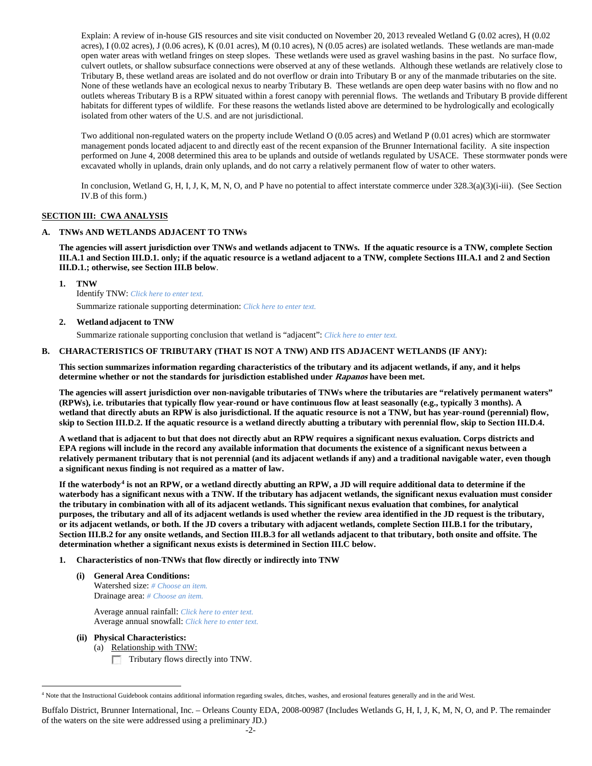Explain: A review of in-house GIS resources and site visit conducted on November 20, 2013 revealed Wetland G (0.02 acres), H (0.02 acres), I (0.02 acres), J (0.06 acres), K (0.01 acres), M (0.10 acres), N (0.05 acres) are isolated wetlands. These wetlands are man-made open water areas with wetland fringes on steep slopes. These wetlands were used as gravel washing basins in the past. No surface flow, culvert outlets, or shallow subsurface connections were observed at any of these wetlands. Although these wetlands are relatively close to Tributary B, these wetland areas are isolated and do not overflow or drain into Tributary B or any of the manmade tributaries on the site. None of these wetlands have an ecological nexus to nearby Tributary B. These wetlands are open deep water basins with no flow and no outlets whereas Tributary B is a RPW situated within a forest canopy with perennial flows. The wetlands and Tributary B provide different habitats for different types of wildlife. For these reasons the wetlands listed above are determined to be hydrologically and ecologically isolated from other waters of the U.S. and are not jurisdictional.

Two additional non-regulated waters on the property include Wetland O (0.05 acres) and Wetland P (0.01 acres) which are stormwater management ponds located adjacent to and directly east of the recent expansion of the Brunner International facility. A site inspection performed on June 4, 2008 determined this area to be uplands and outside of wetlands regulated by USACE. These stormwater ponds were excavated wholly in uplands, drain only uplands, and do not carry a relatively permanent flow of water to other waters.

In conclusion, Wetland G, H, I, J, K, M, N, O, and P have no potential to affect interstate commerce under 328.3(a)(3)(i-iii). (See Section IV.B of this form.)

## SECTION III: CWA ANALYSIS

### A. TNWs AND WETLANDS ADJACENT TO TNWs

**The agencies will assert jurisdiction over TNWs and wetlands adjacent to TNWs. If the aquatic resource is a TNW, complete Section III.A.1 and Section III.D.1. only; if the aquatic resource is a wetland adjacent to a TNW, complete Sections III.A.1 and 2 and Section III.D.1.; otherwise, see Section III.B below.**

1. **TNW**
   Identify TNW: *Click here to enter text.*
   Summarize rationale supporting determination: *Click here to enter text.*

2. **Wetland adjacent to TNW**
   Summarize rationale supporting conclusion that wetland is "adjacent": *Click here to enter text.*

### B. CHARACTERISTICS OF TRIBUTARY (THAT IS NOT A TNW) AND ITS ADJACENT WETLANDS (IF ANY):

**This section summarizes information regarding characteristics of the tributary and its adjacent wetlands, if any, and it helps determine whether or not the standards for jurisdiction established under *Rapanos* have been met.**

**The agencies will assert jurisdiction over non-navigable tributaries of TNWs where the tributaries are "relatively permanent waters" (RPWs), i.e. tributaries that typically flow year-round or have continuous flow at least seasonally (e.g., typically 3 months). A wetland that directly abuts an RPW is also jurisdictional. If the aquatic resource is not a TNW, but has year-round (perennial) flow, skip to Section III.D.2. If the aquatic resource is a wetland directly abutting a tributary with perennial flow, skip to Section III.D.4.**

**A wetland that is adjacent to but that does not directly abut an RPW requires a significant nexus evaluation. Corps districts and EPA regions will include in the record any available information that documents the existence of a significant nexus between a relatively permanent tributary that is not perennial (and its adjacent wetlands if any) and a traditional navigable water, even though a significant nexus finding is not required as a matter of law.**

**If the waterbody[4] is not an RPW, or a wetland directly abutting an RPW, a JD will require additional data to determine if the waterbody has a significant nexus with a TNW. If the tributary has adjacent wetlands, the significant nexus evaluation must consider the tributary in combination with all of its adjacent wetlands. This significant nexus evaluation that combines, for analytical purposes, the tributary and all of its adjacent wetlands is used whether the review area identified in the JD request is the tributary, or its adjacent wetlands, or both. If the JD covers a tributary with adjacent wetlands, complete Section III.B.1 for the tributary, Section III.B.2 for any onsite wetlands, and Section III.B.3 for all wetlands adjacent to that tributary, both onsite and offsite. The determination whether a significant nexus exists is determined in Section III.C below.**

1. **Characteristics of non-TNWs that flow directly or indirectly into TNW**

   **(i) General Area Conditions:**
   Watershed size: *# Choose an item.*
   Drainage area: *# Choose an item.*

   Average annual rainfall: *Click here to enter text.*
   Average annual snowfall: *Click here to enter text.*

   **(ii) Physical Characteristics:**
   (a) Relationship with TNW:
   ☐ Tributary flows directly into TNW.

[4] Note that the Instructional Guidebook contains additional information regarding swales, ditches, washes, and erosional features generally and in the arid West.

Buffalo District, Brunner International, Inc. – Orleans County EDA, 2008-00987 (Includes Wetlands G, H, I, J, K, M, N, O, and P. The remainder of the waters on the site were addressed using a preliminary JD.)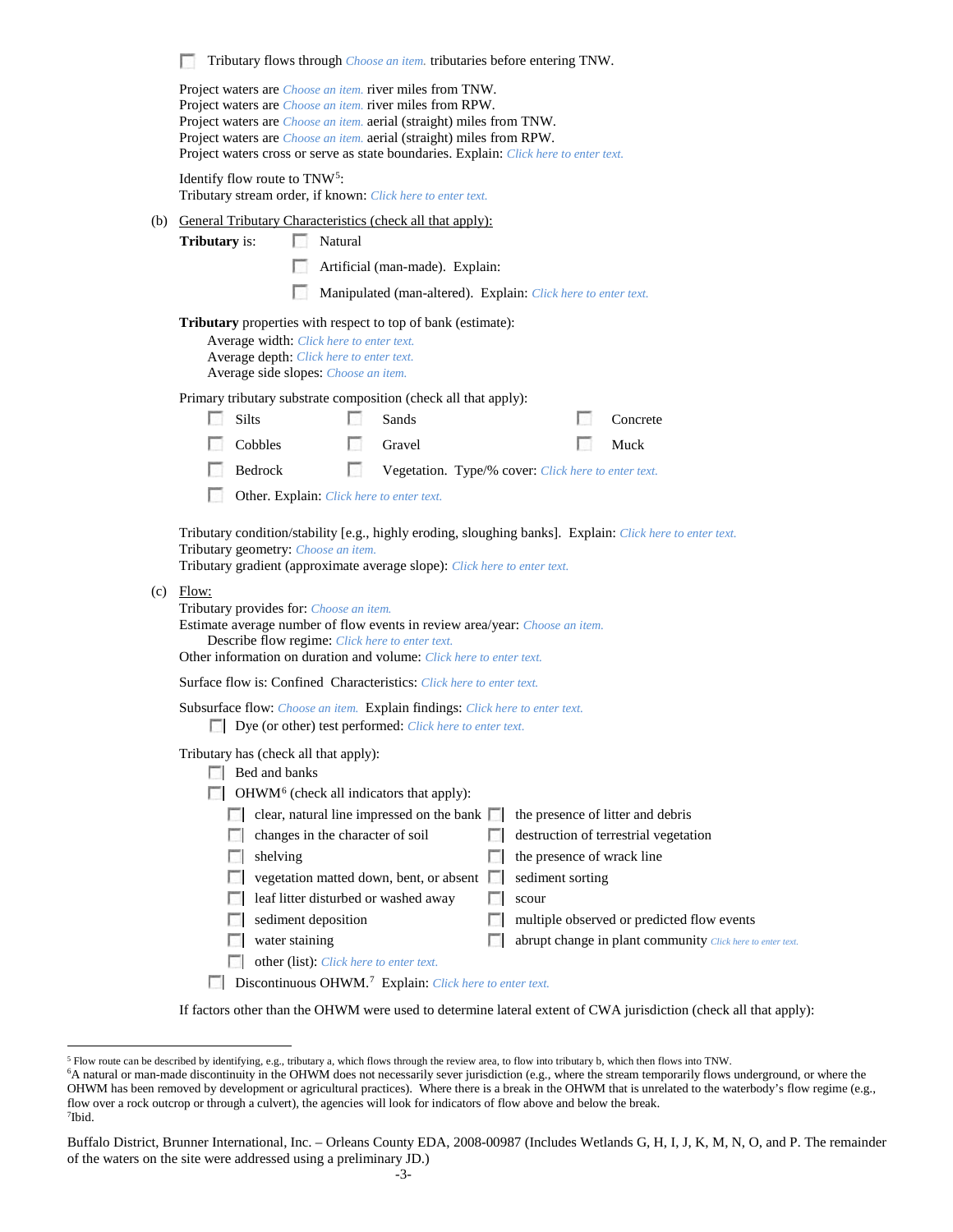☐ Tributary flows through *Choose an item.* tributaries before entering TNW.

Project waters are *Choose an item.* river miles from TNW.
Project waters are *Choose an item.* river miles from RPW.
Project waters are *Choose an item.* aerial (straight) miles from TNW.
Project waters are *Choose an item.* aerial (straight) miles from RPW.
Project waters cross or serve as state boundaries. Explain: *Click here to enter text.*

Identify flow route to TNW[5]:
Tributary stream order, if known: *Click here to enter text.*

(b) General Tributary Characteristics (check all that apply):

**Tributary** is: ☐ Natural

☐ Artificial (man-made). Explain:

☐ Manipulated (man-altered). Explain: *Click here to enter text.*

**Tributary** properties with respect to top of bank (estimate):
Average width: *Click here to enter text.*
Average depth: *Click here to enter text.*
Average side slopes: *Choose an item.*

Primary tributary substrate composition (check all that apply):

☐ Silts ☐ Sands ☐ Concrete
☐ Cobbles ☐ Gravel ☐ Muck
☐ Bedrock ☐ Vegetation. Type/% cover: *Click here to enter text.*
☐ Other. Explain: *Click here to enter text.*

Tributary condition/stability [e.g., highly eroding, sloughing banks]. Explain: *Click here to enter text.*
Tributary geometry: *Choose an item.*
Tributary gradient (approximate average slope): *Click here to enter text.*

(c) Flow:
Tributary provides for: *Choose an item.*
Estimate average number of flow events in review area/year: *Choose an item.*
Describe flow regime: *Click here to enter text.*
Other information on duration and volume: *Click here to enter text.*

Surface flow is: Confined Characteristics: *Click here to enter text.*

Subsurface flow: *Choose an item.* Explain findings: *Click here to enter text.*
☐ Dye (or other) test performed: *Click here to enter text.*

Tributary has (check all that apply):
☐ Bed and banks
☐ OHWM[6] (check all indicators that apply):
☐ clear, natural line impressed on the bank ☐ the presence of litter and debris
☐ changes in the character of soil ☐ destruction of terrestrial vegetation
☐ shelving ☐ the presence of wrack line
☐ vegetation matted down, bent, or absent ☐ sediment sorting
☐ leaf litter disturbed or washed away ☐ scour
☐ sediment deposition ☐ multiple observed or predicted flow events
☐ water staining ☐ abrupt change in plant community *Click here to enter text.*
☐ other (list): *Click here to enter text.*
☐ Discontinuous OHWM.[7] Explain: *Click here to enter text.*

If factors other than the OHWM were used to determine lateral extent of CWA jurisdiction (check all that apply):

---

[5] Flow route can be described by identifying, e.g., tributary a, which flows through the review area, to flow into tributary b, which then flows into TNW.
[6] A natural or man-made discontinuity in the OHWM does not necessarily sever jurisdiction (e.g., where the stream temporarily flows underground, or where the OHWM has been removed by development or agricultural practices). Where there is a break in the OHWM that is unrelated to the waterbody's flow regime (e.g., flow over a rock outcrop or through a culvert), the agencies will look for indicators of flow above and below the break.
[7] Ibid.

Buffalo District, Brunner International, Inc. – Orleans County EDA, 2008-00987 (Includes Wetlands G, H, I, J, K, M, N, O, and P. The remainder of the waters on the site were addressed using a preliminary JD.)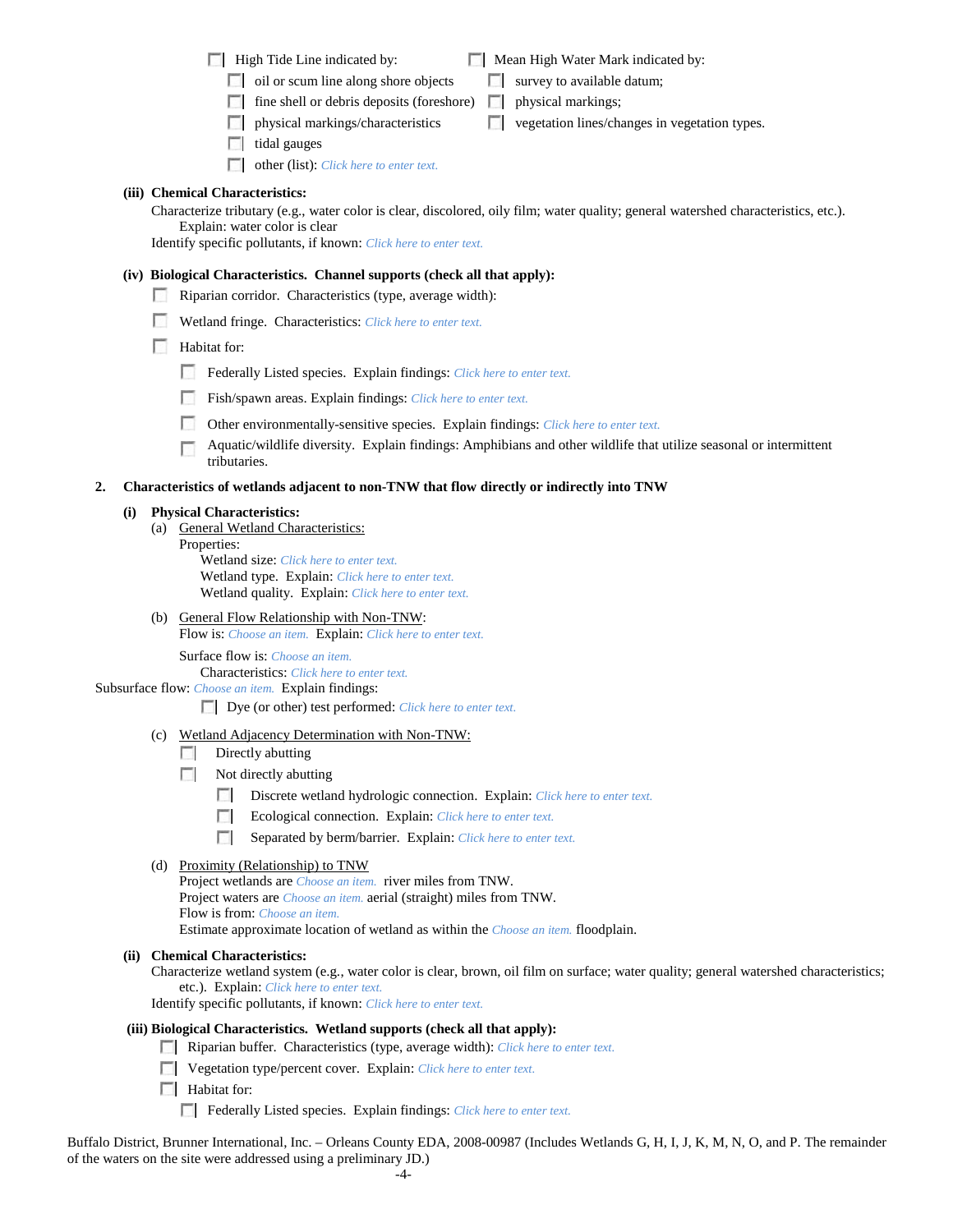- ☐ High Tide Line indicated by:
  - ☐ oil or scum line along shore objects
  - ☐ fine shell or debris deposits (foreshore)
  - ☐ physical markings/characteristics
  - ☐ tidal gauges
  - ☐ other (list): *Click here to enter text.*
- ☐ Mean High Water Mark indicated by:
  - ☐ survey to available datum;
  - ☐ physical markings;
  - ☐ vegetation lines/changes in vegetation types.

**(iii) Chemical Characteristics:**

Characterize tributary (e.g., water color is clear, discolored, oily film; water quality; general watershed characteristics, etc.).
Explain: water color is clear

Identify specific pollutants, if known: *Click here to enter text.*

**(iv) Biological Characteristics. Channel supports (check all that apply):**

- ☐ Riparian corridor. Characteristics (type, average width):
- ☐ Wetland fringe. Characteristics: *Click here to enter text.*
- ☐ Habitat for:
  - ☐ Federally Listed species. Explain findings: *Click here to enter text.*
  - ☐ Fish/spawn areas. Explain findings: *Click here to enter text.*
  - ☐ Other environmentally-sensitive species. Explain findings: *Click here to enter text.*
  - ☐ Aquatic/wildlife diversity. Explain findings: Amphibians and other wildlife that utilize seasonal or intermittent tributaries.

**2. Characteristics of wetlands adjacent to non-TNW that flow directly or indirectly into TNW**

**(i) Physical Characteristics:**

(a) General Wetland Characteristics:

Properties:

Wetland size: *Click here to enter text.*
Wetland type. Explain: *Click here to enter text.*
Wetland quality. Explain: *Click here to enter text.*

(b) General Flow Relationship with Non-TNW:

Flow is: *Choose an item.* Explain: *Click here to enter text.*

Surface flow is: *Choose an item.*
Characteristics: *Click here to enter text.*

Subsurface flow: *Choose an item.* Explain findings:

- ☐ Dye (or other) test performed: *Click here to enter text.*

(c) Wetland Adjacency Determination with Non-TNW:

- ☐ Directly abutting
- ☐ Not directly abutting
  - ☐ Discrete wetland hydrologic connection. Explain: *Click here to enter text.*
  - ☐ Ecological connection. Explain: *Click here to enter text.*
  - ☐ Separated by berm/barrier. Explain: *Click here to enter text.*

(d) Proximity (Relationship) to TNW

Project wetlands are *Choose an item.* river miles from TNW.
Project waters are *Choose an item.* aerial (straight) miles from TNW.
Flow is from: *Choose an item.*
Estimate approximate location of wetland as within the *Choose an item.* floodplain.

**(ii) Chemical Characteristics:**

Characterize wetland system (e.g., water color is clear, brown, oil film on surface; water quality; general watershed characteristics; etc.). Explain: *Click here to enter text.*

Identify specific pollutants, if known: *Click here to enter text.*

**(iii) Biological Characteristics. Wetland supports (check all that apply):**

- ☐ Riparian buffer. Characteristics (type, average width): *Click here to enter text.*
- ☐ Vegetation type/percent cover. Explain: *Click here to enter text.*
- ☐ Habitat for:
  - ☐ Federally Listed species. Explain findings: *Click here to enter text.*

Buffalo District, Brunner International, Inc. – Orleans County EDA, 2008-00987 (Includes Wetlands G, H, I, J, K, M, N, O, and P. The remainder of the waters on the site were addressed using a preliminary JD.)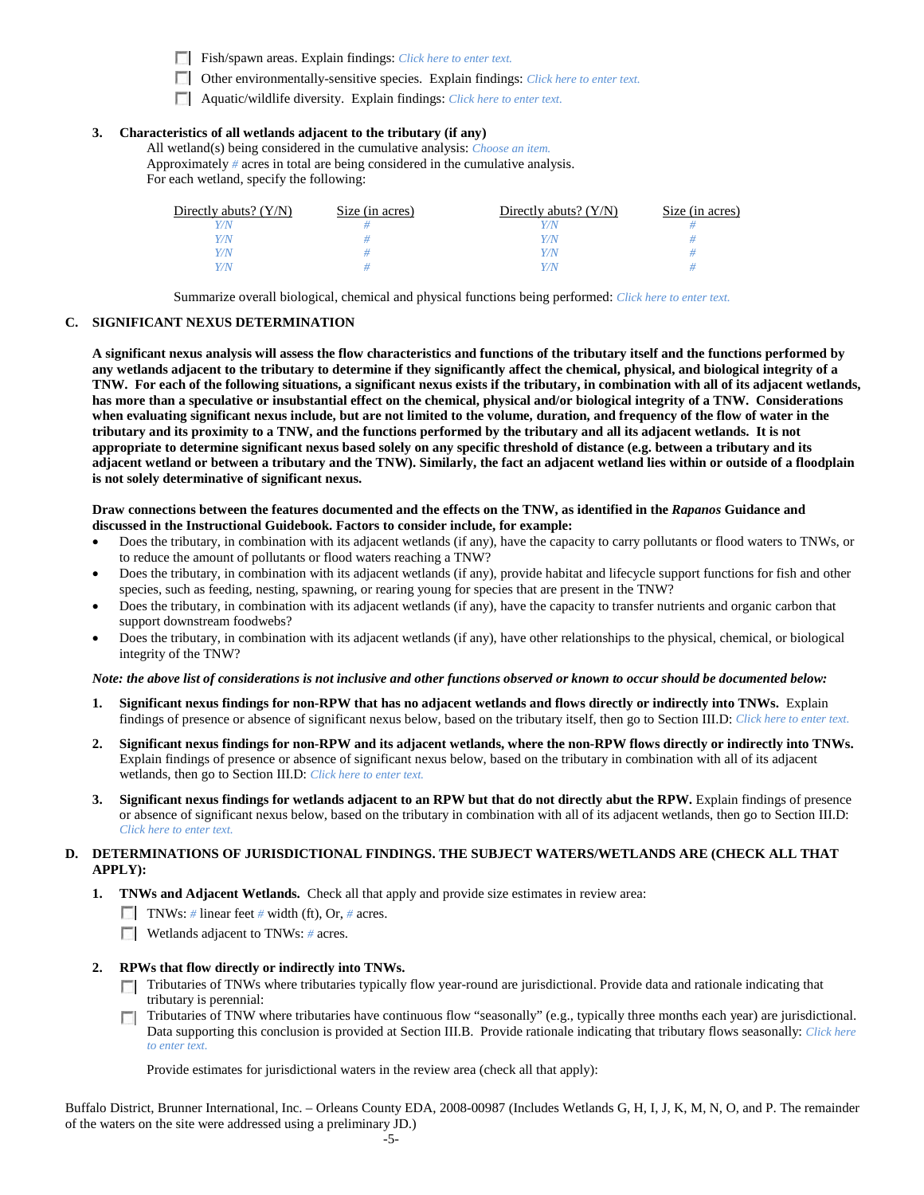☐ Fish/spawn areas. Explain findings: *Click here to enter text.*

☐ Other environmentally-sensitive species. Explain findings: *Click here to enter text.*

☐ Aquatic/wildlife diversity. Explain findings: *Click here to enter text.*

**3. Characteristics of all wetlands adjacent to the tributary (if any)**

All wetland(s) being considered in the cumulative analysis: *Choose an item.*

Approximately *#* acres in total are being considered in the cumulative analysis.

For each wetland, specify the following:

| Directly abuts? (Y/N) | Size (in acres) | Directly abuts? (Y/N) | Size (in acres) |
|---|---|---|---|
| *Y/N* | *#* | *Y/N* | *#* |
| *Y/N* | *#* | *Y/N* | *#* |
| *Y/N* | *#* | *Y/N* | *#* |
| *Y/N* | *#* | *Y/N* | *#* |

Summarize overall biological, chemical and physical functions being performed: *Click here to enter text.*

## C. SIGNIFICANT NEXUS DETERMINATION

**A significant nexus analysis will assess the flow characteristics and functions of the tributary itself and the functions performed by any wetlands adjacent to the tributary to determine if they significantly affect the chemical, physical, and biological integrity of a TNW. For each of the following situations, a significant nexus exists if the tributary, in combination with all of its adjacent wetlands, has more than a speculative or insubstantial effect on the chemical, physical and/or biological integrity of a TNW. Considerations when evaluating significant nexus include, but are not limited to the volume, duration, and frequency of the flow of water in the tributary and its proximity to a TNW, and the functions performed by the tributary and all its adjacent wetlands. It is not appropriate to determine significant nexus based solely on any specific threshold of distance (e.g. between a tributary and its adjacent wetland or between a tributary and the TNW). Similarly, the fact an adjacent wetland lies within or outside of a floodplain is not solely determinative of significant nexus.**

**Draw connections between the features documented and the effects on the TNW, as identified in the *Rapanos* Guidance and discussed in the Instructional Guidebook. Factors to consider include, for example:**

- Does the tributary, in combination with its adjacent wetlands (if any), have the capacity to carry pollutants or flood waters to TNWs, or to reduce the amount of pollutants or flood waters reaching a TNW?
- Does the tributary, in combination with its adjacent wetlands (if any), provide habitat and lifecycle support functions for fish and other species, such as feeding, nesting, spawning, or rearing young for species that are present in the TNW?
- Does the tributary, in combination with its adjacent wetlands (if any), have the capacity to transfer nutrients and organic carbon that support downstream foodwebs?
- Does the tributary, in combination with its adjacent wetlands (if any), have other relationships to the physical, chemical, or biological integrity of the TNW?

***Note: the above list of considerations is not inclusive and other functions observed or known to occur should be documented below:***

1. **Significant nexus findings for non-RPW that has no adjacent wetlands and flows directly or indirectly into TNWs.** Explain findings of presence or absence of significant nexus below, based on the tributary itself, then go to Section III.D: *Click here to enter text.*

2. **Significant nexus findings for non-RPW and its adjacent wetlands, where the non-RPW flows directly or indirectly into TNWs.** Explain findings of presence or absence of significant nexus below, based on the tributary in combination with all of its adjacent wetlands, then go to Section III.D: *Click here to enter text.*

3. **Significant nexus findings for wetlands adjacent to an RPW but that do not directly abut the RPW.** Explain findings of presence or absence of significant nexus below, based on the tributary in combination with all of its adjacent wetlands, then go to Section III.D: *Click here to enter text.*

## D. DETERMINATIONS OF JURISDICTIONAL FINDINGS. THE SUBJECT WATERS/WETLANDS ARE (CHECK ALL THAT APPLY):

**1. TNWs and Adjacent Wetlands.** Check all that apply and provide size estimates in review area:

☐ TNWs: *#* linear feet *#* width (ft), Or, *#* acres.

☐ Wetlands adjacent to TNWs: *#* acres.

**2. RPWs that flow directly or indirectly into TNWs.**

☐ Tributaries of TNWs where tributaries typically flow year-round are jurisdictional. Provide data and rationale indicating that tributary is perennial:

☐ Tributaries of TNW where tributaries have continuous flow "seasonally" (e.g., typically three months each year) are jurisdictional. Data supporting this conclusion is provided at Section III.B. Provide rationale indicating that tributary flows seasonally: *Click here to enter text.*

Provide estimates for jurisdictional waters in the review area (check all that apply):

Buffalo District, Brunner International, Inc. – Orleans County EDA, 2008-00987 (Includes Wetlands G, H, I, J, K, M, N, O, and P. The remainder of the waters on the site were addressed using a preliminary JD.)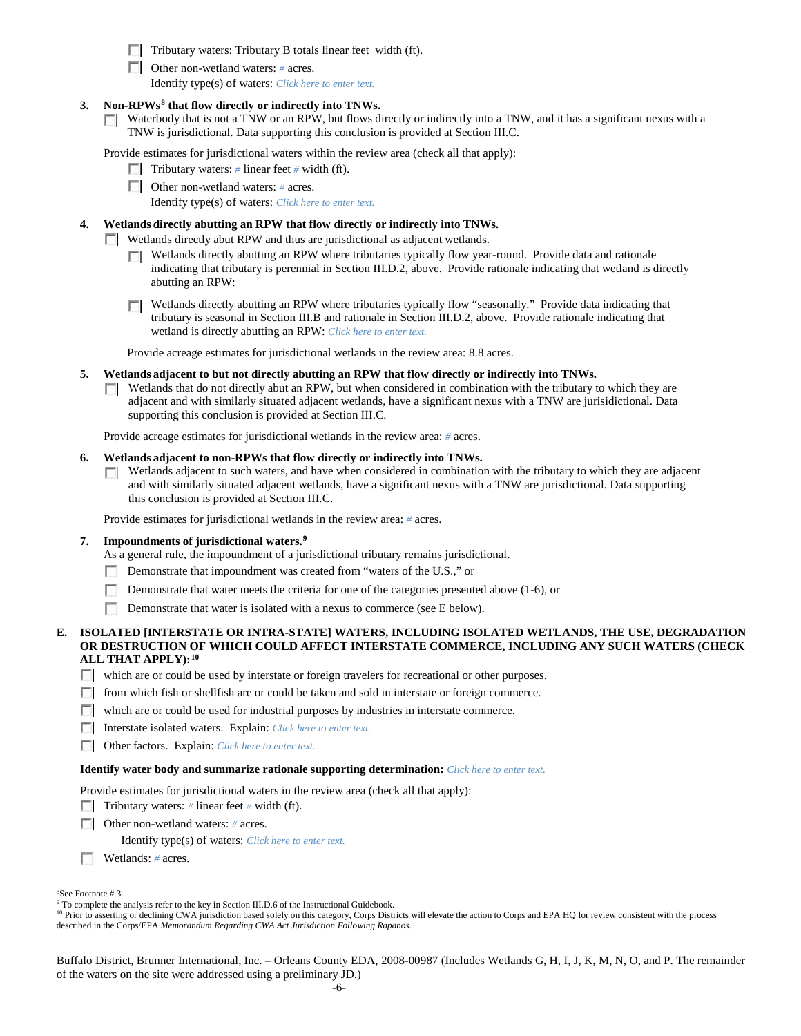- [ ] Tributary waters: Tributary B totals linear feet width (ft).
- [ ] Other non-wetland waters: # acres.

  Identify type(s) of waters: *Click here to enter text.*

**3. Non-RPWs[8] that flow directly or indirectly into TNWs.**

- [ ] Waterbody that is not a TNW or an RPW, but flows directly or indirectly into a TNW, and it has a significant nexus with a TNW is jurisdictional. Data supporting this conclusion is provided at Section III.C.

Provide estimates for jurisdictional waters within the review area (check all that apply):

- [ ] Tributary waters: # linear feet # width (ft).
- [ ] Other non-wetland waters: # acres.

  Identify type(s) of waters: *Click here to enter text.*

**4. Wetlands directly abutting an RPW that flow directly or indirectly into TNWs.**

- [ ] Wetlands directly abut RPW and thus are jurisdictional as adjacent wetlands.
  - [ ] Wetlands directly abutting an RPW where tributaries typically flow year-round. Provide data and rationale indicating that tributary is perennial in Section III.D.2, above. Provide rationale indicating that wetland is directly abutting an RPW:
  - [ ] Wetlands directly abutting an RPW where tributaries typically flow "seasonally." Provide data indicating that tributary is seasonal in Section III.B and rationale in Section III.D.2, above. Provide rationale indicating that wetland is directly abutting an RPW: *Click here to enter text.*

  Provide acreage estimates for jurisdictional wetlands in the review area: 8.8 acres.

**5. Wetlands adjacent to but not directly abutting an RPW that flow directly or indirectly into TNWs.**

- [ ] Wetlands that do not directly abut an RPW, but when considered in combination with the tributary to which they are adjacent and with similarly situated adjacent wetlands, have a significant nexus with a TNW are jurisidictional. Data supporting this conclusion is provided at Section III.C.

Provide acreage estimates for jurisdictional wetlands in the review area: # acres.

**6. Wetlands adjacent to non-RPWs that flow directly or indirectly into TNWs.**

- [ ] Wetlands adjacent to such waters, and have when considered in combination with the tributary to which they are adjacent and with similarly situated adjacent wetlands, have a significant nexus with a TNW are jurisdictional. Data supporting this conclusion is provided at Section III.C.

Provide estimates for jurisdictional wetlands in the review area: # acres.

**7. Impoundments of jurisdictional waters.[9]**

As a general rule, the impoundment of a jurisdictional tributary remains jurisdictional.

- [ ] Demonstrate that impoundment was created from "waters of the U.S.," or
- [ ] Demonstrate that water meets the criteria for one of the categories presented above (1-6), or
- [ ] Demonstrate that water is isolated with a nexus to commerce (see E below).

**E. ISOLATED [INTERSTATE OR INTRA-STATE] WATERS, INCLUDING ISOLATED WETLANDS, THE USE, DEGRADATION OR DESTRUCTION OF WHICH COULD AFFECT INTERSTATE COMMERCE, INCLUDING ANY SUCH WATERS (CHECK ALL THAT APPLY):[10]**

- [ ] which are or could be used by interstate or foreign travelers for recreational or other purposes.
- [ ] from which fish or shellfish are or could be taken and sold in interstate or foreign commerce.
- [ ] which are or could be used for industrial purposes by industries in interstate commerce.
- [ ] Interstate isolated waters. Explain: *Click here to enter text.*
- [ ] Other factors. Explain: *Click here to enter text.*

**Identify water body and summarize rationale supporting determination:** *Click here to enter text.*

Provide estimates for jurisdictional waters in the review area (check all that apply):

- [ ] Tributary waters: # linear feet # width (ft).
- [ ] Other non-wetland waters: # acres.

  Identify type(s) of waters: *Click here to enter text.*
- [ ] Wetlands: # acres.

---

[8] See Footnote # 3.

[9] To complete the analysis refer to the key in Section III.D.6 of the Instructional Guidebook.

[10] Prior to asserting or declining CWA jurisdiction based solely on this category, Corps Districts will elevate the action to Corps and EPA HQ for review consistent with the process described in the Corps/EPA *Memorandum Regarding CWA Act Jurisdiction Following Rapanos.*

Buffalo District, Brunner International, Inc. – Orleans County EDA, 2008-00987 (Includes Wetlands G, H, I, J, K, M, N, O, and P. The remainder of the waters on the site were addressed using a preliminary JD.)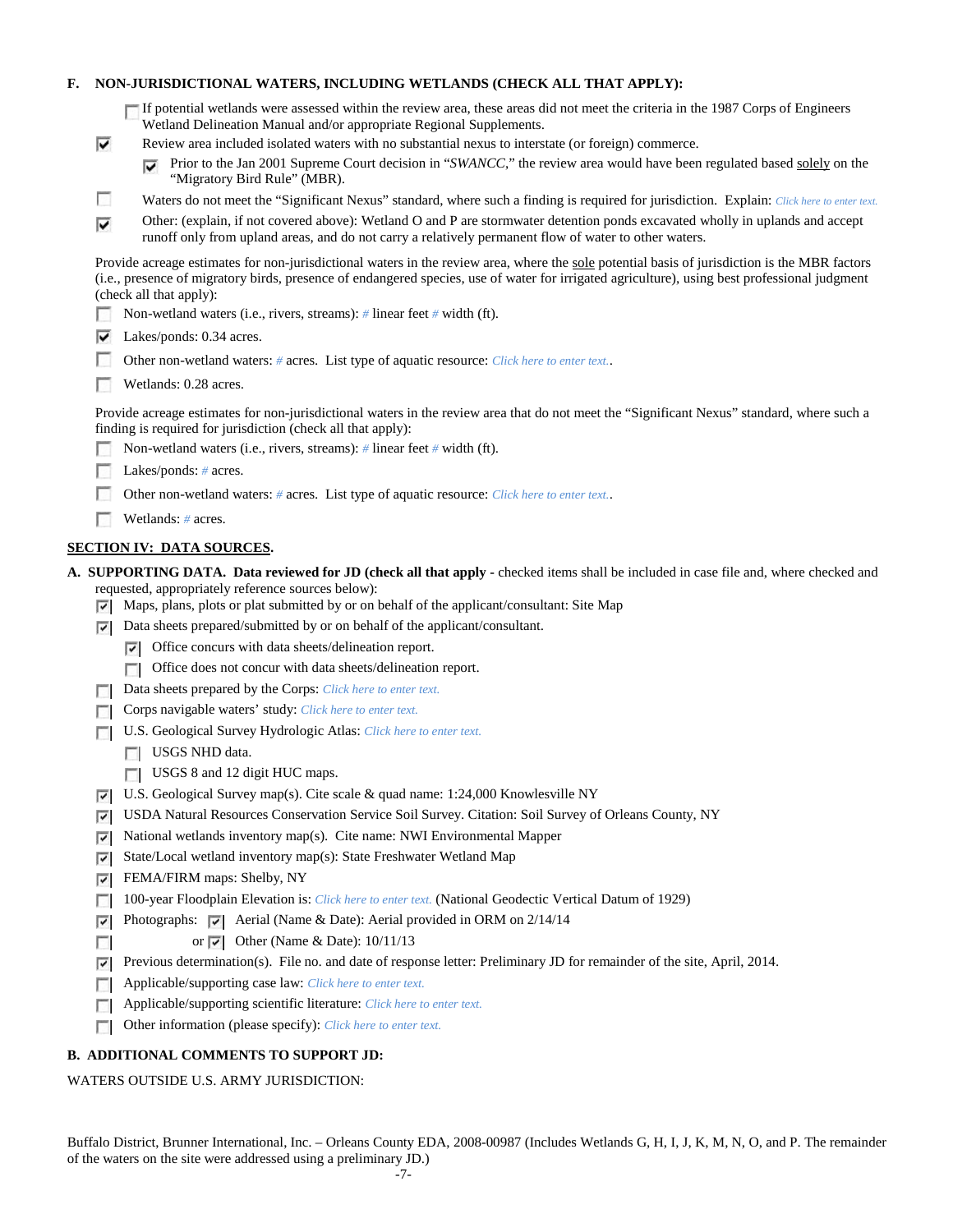**F. NON-JURISDICTIONAL WATERS, INCLUDING WETLANDS (CHECK ALL THAT APPLY):**

- [ ] If potential wetlands were assessed within the review area, these areas did not meet the criteria in the 1987 Corps of Engineers Wetland Delineation Manual and/or appropriate Regional Supplements.
- [x] Review area included isolated waters with no substantial nexus to interstate (or foreign) commerce.
  - [x] Prior to the Jan 2001 Supreme Court decision in "*SWANCC*," the review area would have been regulated based solely on the "Migratory Bird Rule" (MBR).
- [ ] Waters do not meet the "Significant Nexus" standard, where such a finding is required for jurisdiction. Explain: *Click here to enter text.*
- [x] Other: (explain, if not covered above): Wetland O and P are stormwater detention ponds excavated wholly in uplands and accept runoff only from upland areas, and do not carry a relatively permanent flow of water to other waters.

Provide acreage estimates for non-jurisdictional waters in the review area, where the sole potential basis of jurisdiction is the MBR factors (i.e., presence of migratory birds, presence of endangered species, use of water for irrigated agriculture), using best professional judgment (check all that apply):

- [ ] Non-wetland waters (i.e., rivers, streams): # linear feet # width (ft).
- [x] Lakes/ponds: 0.34 acres.
- [ ] Other non-wetland waters: # acres. List type of aquatic resource: *Click here to enter text.*.
- [ ] Wetlands: 0.28 acres.

Provide acreage estimates for non-jurisdictional waters in the review area that do not meet the "Significant Nexus" standard, where such a finding is required for jurisdiction (check all that apply):

- [ ] Non-wetland waters (i.e., rivers, streams): # linear feet # width (ft).
- [ ] Lakes/ponds: # acres.
- [ ] Other non-wetland waters: # acres. List type of aquatic resource: *Click here to enter text.*.
- [ ] Wetlands: # acres.

## SECTION IV: DATA SOURCES.

**A. SUPPORTING DATA. Data reviewed for JD (check all that apply** - checked items shall be included in case file and, where checked and requested, appropriately reference sources below):

- [x] Maps, plans, plots or plat submitted by or on behalf of the applicant/consultant: Site Map
- [x] Data sheets prepared/submitted by or on behalf of the applicant/consultant.
  - [x] Office concurs with data sheets/delineation report.
  - [ ] Office does not concur with data sheets/delineation report.
- [ ] Data sheets prepared by the Corps: *Click here to enter text.*
- [ ] Corps navigable waters' study: *Click here to enter text.*
- [ ] U.S. Geological Survey Hydrologic Atlas: *Click here to enter text.*
  - [ ] USGS NHD data.
  - [ ] USGS 8 and 12 digit HUC maps.
- [x] U.S. Geological Survey map(s). Cite scale & quad name: 1:24,000 Knowlesville NY
- [x] USDA Natural Resources Conservation Service Soil Survey. Citation: Soil Survey of Orleans County, NY
- [x] National wetlands inventory map(s). Cite name: NWI Environmental Mapper
- [x] State/Local wetland inventory map(s): State Freshwater Wetland Map
- [x] FEMA/FIRM maps: Shelby, NY
- [ ] 100-year Floodplain Elevation is: *Click here to enter text.* (National Geodectic Vertical Datum of 1929)
- [x] Photographs: [x] Aerial (Name & Date): Aerial provided in ORM on 2/14/14
- [ ] or [x] Other (Name & Date): 10/11/13
- [x] Previous determination(s). File no. and date of response letter: Preliminary JD for remainder of the site, April, 2014.
- [ ] Applicable/supporting case law: *Click here to enter text.*
- [ ] Applicable/supporting scientific literature: *Click here to enter text.*
- [ ] Other information (please specify): *Click here to enter text.*

**B. ADDITIONAL COMMENTS TO SUPPORT JD:**

WATERS OUTSIDE U.S. ARMY JURISDICTION:

Buffalo District, Brunner International, Inc. – Orleans County EDA, 2008-00987 (Includes Wetlands G, H, I, J, K, M, N, O, and P. The remainder of the waters on the site were addressed using a preliminary JD.)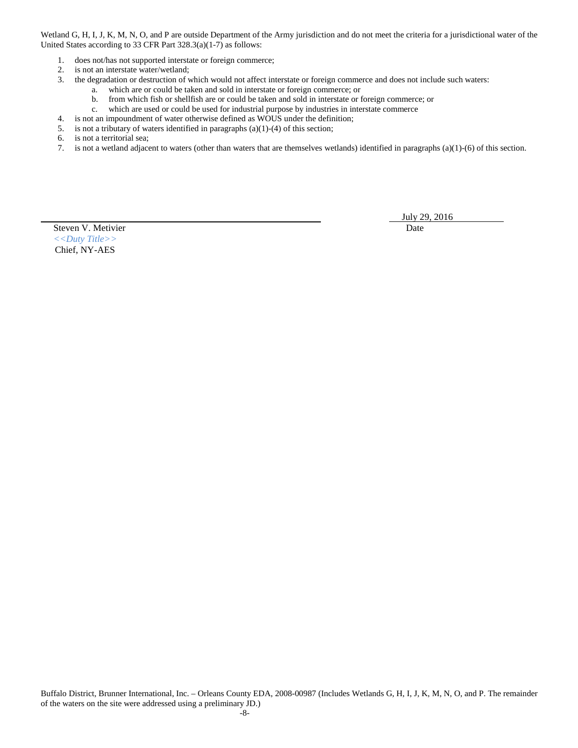Wetland G, H, I, J, K, M, N, O, and P are outside Department of the Army jurisdiction and do not meet the criteria for a jurisdictional water of the United States according to 33 CFR Part 328.3(a)(1-7) as follows:

1. does not/has not supported interstate or foreign commerce;
2. is not an interstate water/wetland;
3. the degradation or destruction of which would not affect interstate or foreign commerce and does not include such waters:
   a. which are or could be taken and sold in interstate or foreign commerce; or
   b. from which fish or shellfish are or could be taken and sold in interstate or foreign commerce; or
   c. which are used or could be used for industrial purpose by industries in interstate commerce
4. is not an impoundment of water otherwise defined as WOUS under the definition;
5. is not a tributary of waters identified in paragraphs (a)(1)-(4) of this section;
6. is not a territorial sea;
7. is not a wetland adjacent to waters (other than waters that are themselves wetlands) identified in paragraphs (a)(1)-(6) of this section.

Steven V. Metivier
*<<Duty Title>>*
Chief, NY-AES

July 29, 2016
Date

Buffalo District, Brunner International, Inc. – Orleans County EDA, 2008-00987 (Includes Wetlands G, H, I, J, K, M, N, O, and P. The remainder of the waters on the site were addressed using a preliminary JD.)